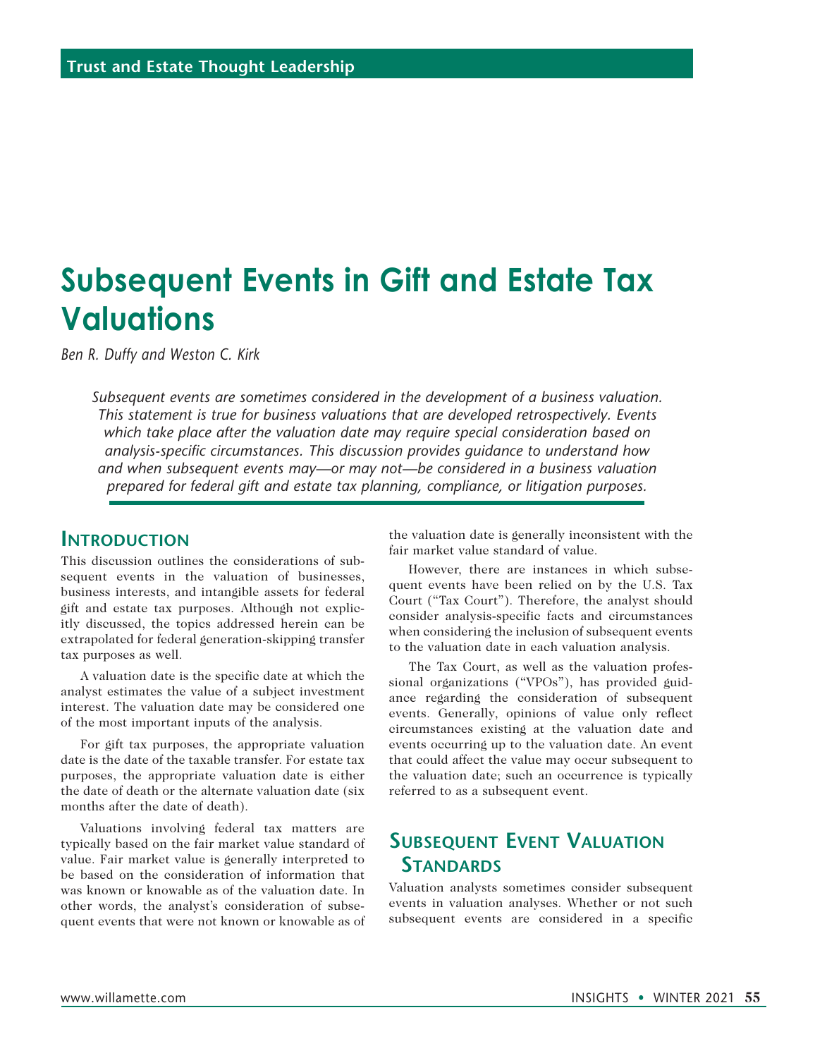# Subsequent Events in Gift and Estate Tax Valuations

*Ben R. Duffy and Weston C. Kirk*

*Subsequent events are sometimes considered in the development of a business valuation. This statement is true for business valuations that are developed retrospectively. Events which take place after the valuation date may require special consideration based on analysis-specific circumstances. This discussion provides guidance to understand how and when subsequent events may—or may not—be considered in a business valuation prepared for federal gift and estate tax planning, compliance, or litigation purposes.*

## Introduction

This discussion outlines the considerations of subsequent events in the valuation of businesses, business interests, and intangible assets for federal gift and estate tax purposes. Although not explicitly discussed, the topics addressed herein can be extrapolated for federal generation-skipping transfer tax purposes as well.

A valuation date is the specific date at which the analyst estimates the value of a subject investment interest. The valuation date may be considered one of the most important inputs of the analysis.

For gift tax purposes, the appropriate valuation date is the date of the taxable transfer. For estate tax purposes, the appropriate valuation date is either the date of death or the alternate valuation date (six months after the date of death).

Valuations involving federal tax matters are typically based on the fair market value standard of value. Fair market value is generally interpreted to be based on the consideration of information that was known or knowable as of the valuation date. In other words, the analyst's consideration of subsequent events that were not known or knowable as of the valuation date is generally inconsistent with the fair market value standard of value.

However, there are instances in which subsequent events have been relied on by the U.S. Tax Court ("Tax Court"). Therefore, the analyst should consider analysis-specific facts and circumstances when considering the inclusion of subsequent events to the valuation date in each valuation analysis.

The Tax Court, as well as the valuation professional organizations ("VPOs"), has provided guidance regarding the consideration of subsequent events. Generally, opinions of value only reflect circumstances existing at the valuation date and events occurring up to the valuation date. An event that could affect the value may occur subsequent to the valuation date; such an occurrence is typically referred to as a subsequent event.

## Subsequent Event Valuation Standards

Valuation analysts sometimes consider subsequent events in valuation analyses. Whether or not such subsequent events are considered in a specific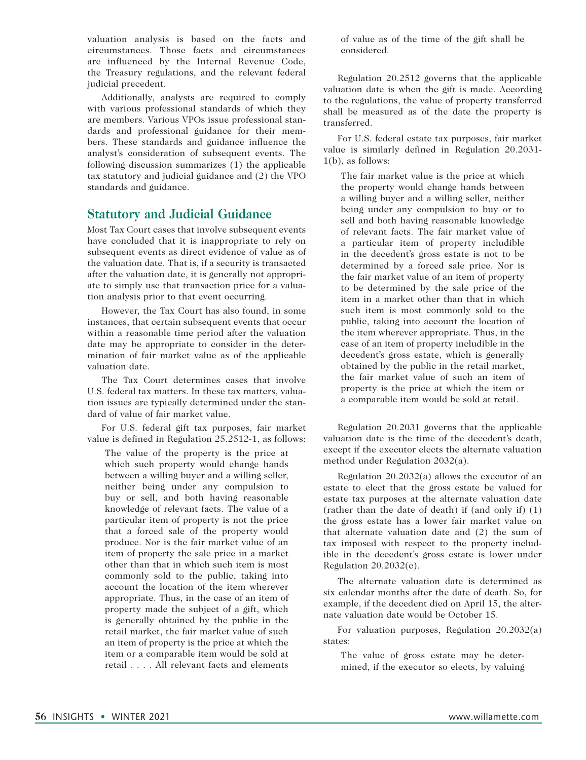valuation analysis is based on the facts and circumstances. Those facts and circumstances are influenced by the Internal Revenue Code, the Treasury regulations, and the relevant federal judicial precedent.

Additionally, analysts are required to comply with various professional standards of which they are members. Various VPOs issue professional standards and professional guidance for their members. These standards and guidance influence the analyst's consideration of subsequent events. The following discussion summarizes (1) the applicable tax statutory and judicial guidance and (2) the VPO standards and guidance.

## Statutory and Judicial Guidance

Most Tax Court cases that involve subsequent events have concluded that it is inappropriate to rely on subsequent events as direct evidence of value as of the valuation date. That is, if a security is transacted after the valuation date, it is generally not appropriate to simply use that transaction price for a valuation analysis prior to that event occurring.

However, the Tax Court has also found, in some instances, that certain subsequent events that occur within a reasonable time period after the valuation date may be appropriate to consider in the determination of fair market value as of the applicable valuation date.

The Tax Court determines cases that involve U.S. federal tax matters. In these tax matters, valuation issues are typically determined under the standard of value of fair market value.

For U.S. federal gift tax purposes, fair market value is defined in Regulation 25.2512-1, as follows:

> The value of the property is the price at which such property would change hands between a willing buyer and a willing seller, neither being under any compulsion to buy or sell, and both having reasonable knowledge of relevant facts. The value of a particular item of property is not the price that a forced sale of the property would produce. Nor is the fair market value of an item of property the sale price in a market other than that in which such item is most commonly sold to the public, taking into account the location of the item wherever appropriate. Thus, in the case of an item of property made the subject of a gift, which is generally obtained by the public in the retail market, the fair market value of such an item of property is the price at which the item or a comparable item would be sold at retail . . . . All relevant facts and elements of value as of the time of the gift shall be considered.

Regulation 20.2512 governs that the applicable valuation date is when the gift is made. According to the regulations, the value of property transferred shall be measured as of the date the property is transferred.

For U.S. federal estate tax purposes, fair market value is similarly defined in Regulation 20.2031-1(b), as follows:

> The fair market value is the price at which the property would change hands between a willing buyer and a willing seller, neither being under any compulsion to buy or to sell and both having reasonable knowledge of relevant facts. The fair market value of a particular item of property includible in the decedent's gross estate is not to be determined by a forced sale price. Nor is the fair market value of an item of property to be determined by the sale price of the item in a market other than that in which such item is most commonly sold to the public, taking into account the location of the item wherever appropriate. Thus, in the case of an item of property includible in the decedent's gross estate, which is generally obtained by the public in the retail market, the fair market value of such an item of property is the price at which the item or a comparable item would be sold at retail.

Regulation 20.2031 governs that the applicable valuation date is the time of the decedent's death, except if the executor elects the alternate valuation method under Regulation 2032(a).

Regulation 20.2032(a) allows the executor of an estate to elect that the gross estate be valued for estate tax purposes at the alternate valuation date (rather than the date of death) if (and only if) (1) the gross estate has a lower fair market value on that alternate valuation date and (2) the sum of tax imposed with respect to the property includible in the decedent's gross estate is lower under Regulation 20.2032(c).

The alternate valuation date is determined as six calendar months after the date of death. So, for example, if the decedent died on April 15, the alternate valuation date would be October 15.

For valuation purposes, Regulation 20.2032(a) states:

> The value of gross estate may be determined, if the executor so elects, by valuing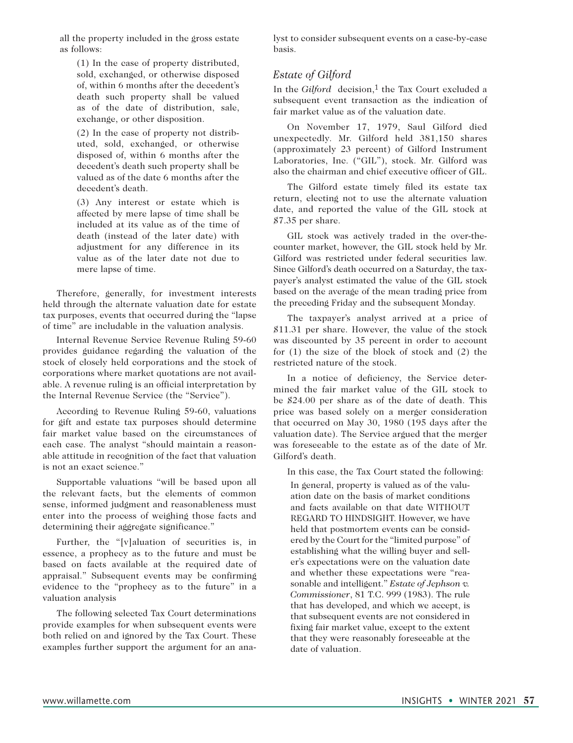all the property included in the gross estate as follows:

> (1) In the case of property distributed, sold, exchanged, or otherwise disposed of, within 6 months after the decedent's death such property shall be valued as of the date of distribution, sale, exchange, or other disposition.
>
> (2) In the case of property not distributed, sold, exchanged, or otherwise disposed of, within 6 months after the decedent's death such property shall be valued as of the date 6 months after the decedent's death.
>
> (3) Any interest or estate which is affected by mere lapse of time shall be included at its value as of the time of death (instead of the later date) with adjustment for any difference in its value as of the later date not due to mere lapse of time.

Therefore, generally, for investment interests held through the alternate valuation date for estate tax purposes, events that occurred during the "lapse of time" are includable in the valuation analysis.

Internal Revenue Service Revenue Ruling 59-60 provides guidance regarding the valuation of the stock of closely held corporations and the stock of corporations where market quotations are not available. A revenue ruling is an official interpretation by the Internal Revenue Service (the "Service").

According to Revenue Ruling 59-60, valuations for gift and estate tax purposes should determine fair market value based on the circumstances of each case. The analyst "should maintain a reasonable attitude in recognition of the fact that valuation is not an exact science."

Supportable valuations "will be based upon all the relevant facts, but the elements of common sense, informed judgment and reasonableness must enter into the process of weighing those facts and determining their aggregate significance."

Further, the "[v]aluation of securities is, in essence, a prophecy as to the future and must be based on facts available at the required date of appraisal." Subsequent events may be confirming evidence to the "prophecy as to the future" in a valuation analysis

The following selected Tax Court determinations provide examples for when subsequent events were both relied on and ignored by the Tax Court. These examples further support the argument for an analyst to consider subsequent events on a case-by-case basis.

### *Estate of Gilford*

In the *Gilford* decision,[1] the Tax Court excluded a subsequent event transaction as the indication of fair market value as of the valuation date.

On November 17, 1979, Saul Gilford died unexpectedly. Mr. Gilford held 381,150 shares (approximately 23 percent) of Gilford Instrument Laboratories, Inc. ("GIL"), stock. Mr. Gilford was also the chairman and chief executive officer of GIL.

The Gilford estate timely filed its estate tax return, electing not to use the alternate valuation date, and reported the value of the GIL stock at $7.35 per share.

GIL stock was actively traded in the over-the-counter market, however, the GIL stock held by Mr. Gilford was restricted under federal securities law. Since Gilford's death occurred on a Saturday, the taxpayer's analyst estimated the value of the GIL stock based on the average of the mean trading price from the preceding Friday and the subsequent Monday.

The taxpayer's analyst arrived at a price of $11.31 per share. However, the value of the stock was discounted by 35 percent in order to account for (1) the size of the block of stock and (2) the restricted nature of the stock.

In a notice of deficiency, the Service determined the fair market value of the GIL stock to be $24.00 per share as of the date of death. This price was based solely on a merger consideration that occurred on May 30, 1980 (195 days after the valuation date). The Service argued that the merger was foreseeable to the estate as of the date of Mr. Gilford's death.

In this case, the Tax Court stated the following:

> In general, property is valued as of the valuation date on the basis of market conditions and facts available on that date WITHOUT REGARD TO HINDSIGHT. However, we have held that postmortem events can be considered by the Court for the "limited purpose" of establishing what the willing buyer and seller's expectations were on the valuation date and whether these expectations were "reasonable and intelligent." *Estate of Jephson v. Commissioner*, 81 T.C. 999 (1983). The rule that has developed, and which we accept, is that subsequent events are not considered in fixing fair market value, except to the extent that they were reasonably foreseeable at the date of valuation.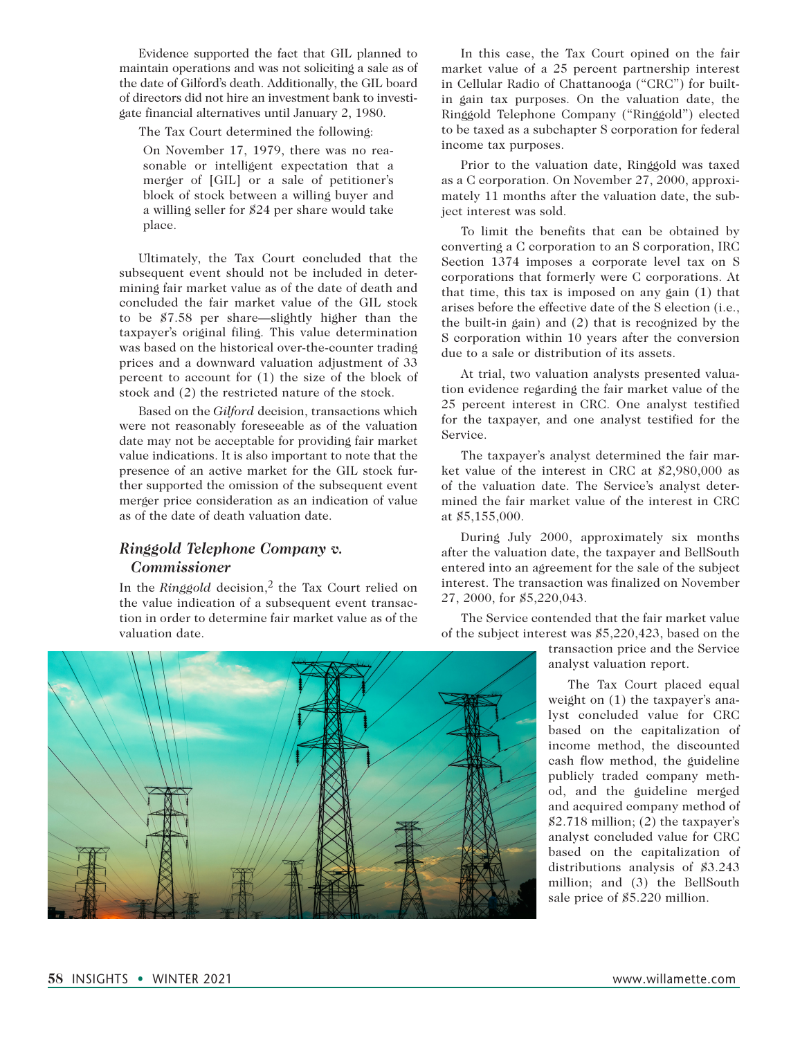Evidence supported the fact that GIL planned to maintain operations and was not soliciting a sale as of the date of Gilford's death. Additionally, the GIL board of directors did not hire an investment bank to investigate financial alternatives until January 2, 1980.

The Tax Court determined the following:

> On November 17, 1979, there was no reasonable or intelligent expectation that a merger of [GIL] or a sale of petitioner's block of stock between a willing buyer and a willing seller for $24 per share would take place.

Ultimately, the Tax Court concluded that the subsequent event should not be included in determining fair market value as of the date of death and concluded the fair market value of the GIL stock to be $7.58 per share—slightly higher than the taxpayer's original filing. This value determination was based on the historical over-the-counter trading prices and a downward valuation adjustment of 33 percent to account for (1) the size of the block of stock and (2) the restricted nature of the stock.

Based on the *Gilford* decision, transactions which were not reasonably foreseeable as of the valuation date may not be acceptable for providing fair market value indications. It is also important to note that the presence of an active market for the GIL stock further supported the omission of the subsequent event merger price consideration as an indication of value as of the date of death valuation date.

### *Ringgold Telephone Company v. Commissioner*

In the *Ringgold* decision,[2] the Tax Court relied on the value indication of a subsequent event transaction in order to determine fair market value as of the valuation date.

In this case, the Tax Court opined on the fair market value of a 25 percent partnership interest in Cellular Radio of Chattanooga ("CRC") for built-in gain tax purposes. On the valuation date, the Ringgold Telephone Company ("Ringgold") elected to be taxed as a subchapter S corporation for federal income tax purposes.

Prior to the valuation date, Ringgold was taxed as a C corporation. On November 27, 2000, approximately 11 months after the valuation date, the subject interest was sold.

To limit the benefits that can be obtained by converting a C corporation to an S corporation, IRC Section 1374 imposes a corporate level tax on S corporations that formerly were C corporations. At that time, this tax is imposed on any gain (1) that arises before the effective date of the S election (i.e., the built-in gain) and (2) that is recognized by the S corporation within 10 years after the conversion due to a sale or distribution of its assets.

At trial, two valuation analysts presented valuation evidence regarding the fair market value of the 25 percent interest in CRC. One analyst testified for the taxpayer, and one analyst testified for the Service.

The taxpayer's analyst determined the fair market value of the interest in CRC at $2,980,000 as of the valuation date. The Service's analyst determined the fair market value of the interest in CRC at $5,155,000.

During July 2000, approximately six months after the valuation date, the taxpayer and BellSouth entered into an agreement for the sale of the subject interest. The transaction was finalized on November 27, 2000, for $5,220,043.

The Service contended that the fair market value of the subject interest was $5,220,423, based on the transaction price and the Service analyst valuation report.

The Tax Court placed equal weight on (1) the taxpayer's analyst concluded value for CRC based on the capitalization of income method, the discounted cash flow method, the guideline publicly traded company method, and the guideline merged and acquired company method of $2.718 million; (2) the taxpayer's analyst concluded value for CRC based on the capitalization of distributions analysis of $3.243 million; and (3) the BellSouth sale price of $5.220 million.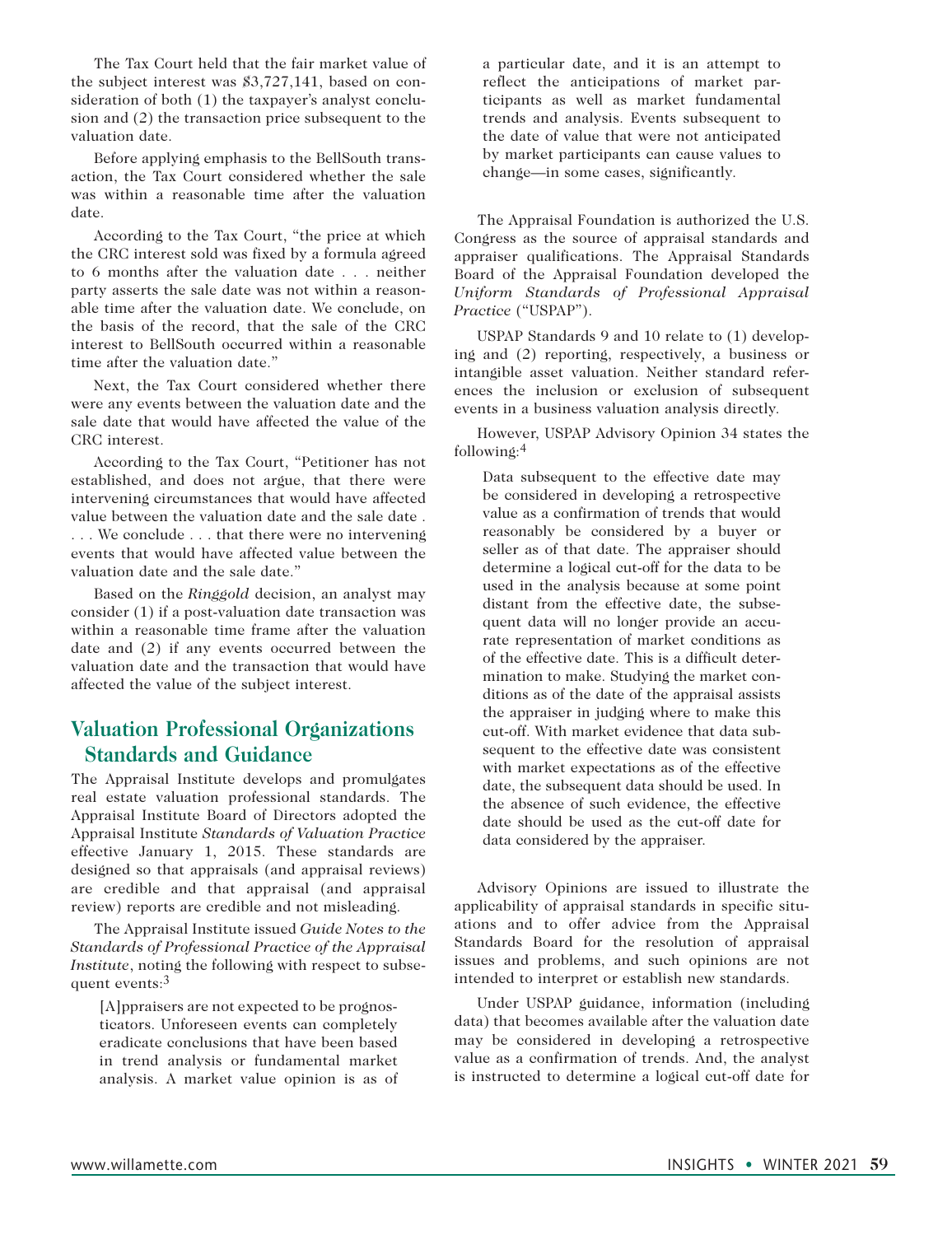The Tax Court held that the fair market value of the subject interest was $3,727,141, based on consideration of both (1) the taxpayer's analyst conclusion and (2) the transaction price subsequent to the valuation date.

Before applying emphasis to the BellSouth transaction, the Tax Court considered whether the sale was within a reasonable time after the valuation date.

According to the Tax Court, "the price at which the CRC interest sold was fixed by a formula agreed to 6 months after the valuation date . . . neither party asserts the sale date was not within a reasonable time after the valuation date. We conclude, on the basis of the record, that the sale of the CRC interest to BellSouth occurred within a reasonable time after the valuation date."

Next, the Tax Court considered whether there were any events between the valuation date and the sale date that would have affected the value of the CRC interest.

According to the Tax Court, "Petitioner has not established, and does not argue, that there were intervening circumstances that would have affected value between the valuation date and the sale date . . . . We conclude . . . that there were no intervening events that would have affected value between the valuation date and the sale date."

Based on the *Ringgold* decision, an analyst may consider (1) if a post-valuation date transaction was within a reasonable time frame after the valuation date and (2) if any events occurred between the valuation date and the transaction that would have affected the value of the subject interest.

## Valuation Professional Organizations Standards and Guidance

The Appraisal Institute develops and promulgates real estate valuation professional standards. The Appraisal Institute Board of Directors adopted the Appraisal Institute *Standards of Valuation Practice* effective January 1, 2015. These standards are designed so that appraisals (and appraisal reviews) are credible and that appraisal (and appraisal review) reports are credible and not misleading.

The Appraisal Institute issued *Guide Notes to the Standards of Professional Practice of the Appraisal Institute*, noting the following with respect to subsequent events:[3]

> [A]ppraisers are not expected to be prognosticators. Unforeseen events can completely eradicate conclusions that have been based in trend analysis or fundamental market analysis. A market value opinion is as of a particular date, and it is an attempt to reflect the anticipations of market participants as well as market fundamental trends and analysis. Events subsequent to the date of value that were not anticipated by market participants can cause values to change—in some cases, significantly.

The Appraisal Foundation is authorized the U.S. Congress as the source of appraisal standards and appraiser qualifications. The Appraisal Standards Board of the Appraisal Foundation developed the *Uniform Standards of Professional Appraisal Practice* ("USPAP").

USPAP Standards 9 and 10 relate to (1) developing and (2) reporting, respectively, a business or intangible asset valuation. Neither standard references the inclusion or exclusion of subsequent events in a business valuation analysis directly.

However, USPAP Advisory Opinion 34 states the following:[4]

> Data subsequent to the effective date may be considered in developing a retrospective value as a confirmation of trends that would reasonably be considered by a buyer or seller as of that date. The appraiser should determine a logical cut-off for the data to be used in the analysis because at some point distant from the effective date, the subsequent data will no longer provide an accurate representation of market conditions as of the effective date. This is a difficult determination to make. Studying the market conditions as of the date of the appraisal assists the appraiser in judging where to make this cut-off. With market evidence that data subsequent to the effective date was consistent with market expectations as of the effective date, the subsequent data should be used. In the absence of such evidence, the effective date should be used as the cut-off date for data considered by the appraiser.

Advisory Opinions are issued to illustrate the applicability of appraisal standards in specific situations and to offer advice from the Appraisal Standards Board for the resolution of appraisal issues and problems, and such opinions are not intended to interpret or establish new standards.

Under USPAP guidance, information (including data) that becomes available after the valuation date may be considered in developing a retrospective value as a confirmation of trends. And, the analyst is instructed to determine a logical cut-off date for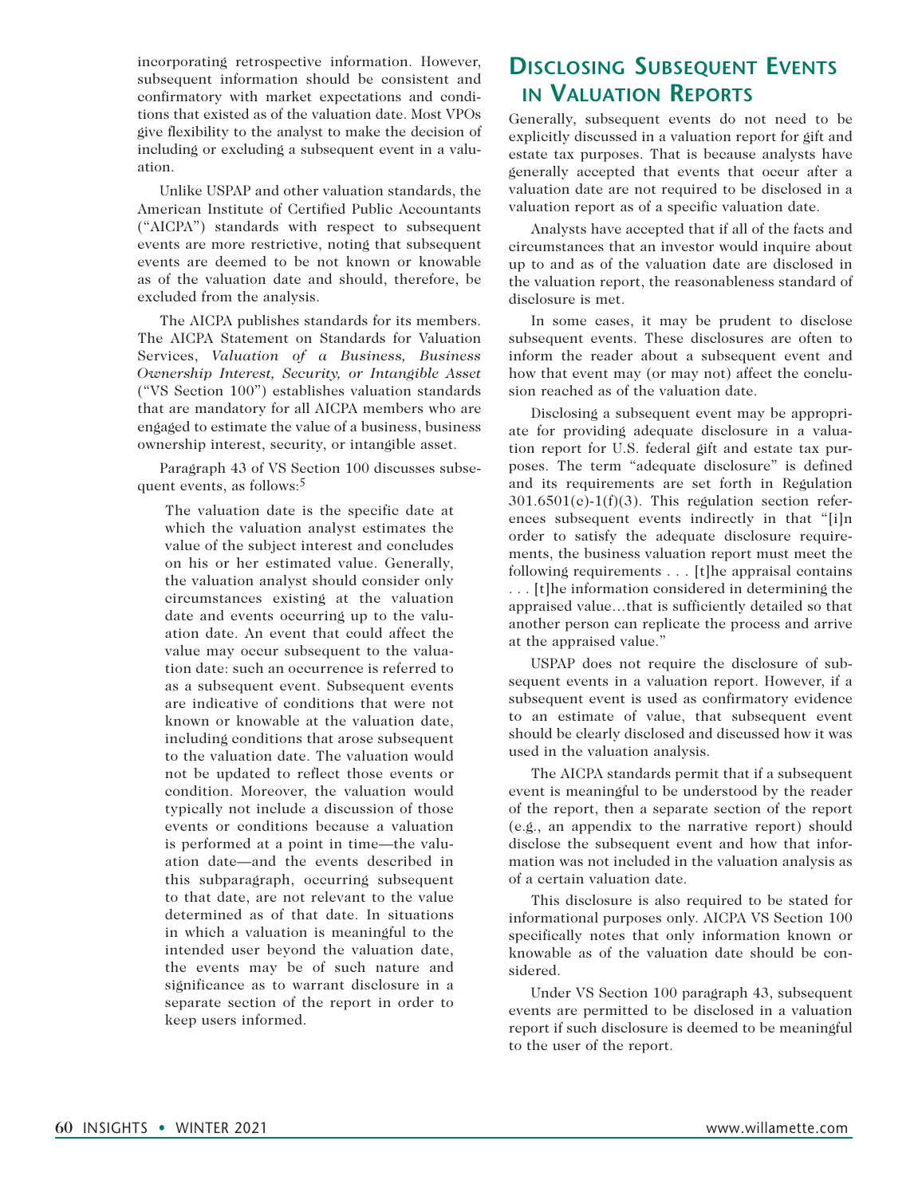incorporating retrospective information. However, subsequent information should be consistent and confirmatory with market expectations and conditions that existed as of the valuation date. Most VPOs give flexibility to the analyst to make the decision of including or excluding a subsequent event in a valuation.

Unlike USPAP and other valuation standards, the American Institute of Certified Public Accountants ("AICPA") standards with respect to subsequent events are more restrictive, noting that subsequent events are deemed to be not known or knowable as of the valuation date and should, therefore, be excluded from the analysis.

The AICPA publishes standards for its members. The AICPA Statement on Standards for Valuation Services, *Valuation of a Business, Business Ownership Interest, Security, or Intangible Asset* ("VS Section 100") establishes valuation standards that are mandatory for all AICPA members who are engaged to estimate the value of a business, business ownership interest, security, or intangible asset.

Paragraph 43 of VS Section 100 discusses subsequent events, as follows:[5]

> The valuation date is the specific date at which the valuation analyst estimates the value of the subject interest and concludes on his or her estimated value. Generally, the valuation analyst should consider only circumstances existing at the valuation date and events occurring up to the valuation date. An event that could affect the value may occur subsequent to the valuation date: such an occurrence is referred to as a subsequent event. Subsequent events are indicative of conditions that were not known or knowable at the valuation date, including conditions that arose subsequent to the valuation date. The valuation would not be updated to reflect those events or condition. Moreover, the valuation would typically not include a discussion of those events or conditions because a valuation is performed at a point in time—the valuation date—and the events described in this subparagraph, occurring subsequent to that date, are not relevant to the value determined as of that date. In situations in which a valuation is meaningful to the intended user beyond the valuation date, the events may be of such nature and significance as to warrant disclosure in a separate section of the report in order to keep users informed.

## Disclosing Subsequent Events in Valuation Reports

Generally, subsequent events do not need to be explicitly discussed in a valuation report for gift and estate tax purposes. That is because analysts have generally accepted that events that occur after a valuation date are not required to be disclosed in a valuation report as of a specific valuation date.

Analysts have accepted that if all of the facts and circumstances that an investor would inquire about up to and as of the valuation date are disclosed in the valuation report, the reasonableness standard of disclosure is met.

In some cases, it may be prudent to disclose subsequent events. These disclosures are often to inform the reader about a subsequent event and how that event may (or may not) affect the conclusion reached as of the valuation date.

Disclosing a subsequent event may be appropriate for providing adequate disclosure in a valuation report for U.S. federal gift and estate tax purposes. The term "adequate disclosure" is defined and its requirements are set forth in Regulation 301.6501(c)-1(f)(3). This regulation section references subsequent events indirectly in that "[i]n order to satisfy the adequate disclosure requirements, the business valuation report must meet the following requirements . . . [t]he appraisal contains . . . [t]he information considered in determining the appraised value…that is sufficiently detailed so that another person can replicate the process and arrive at the appraised value."

USPAP does not require the disclosure of subsequent events in a valuation report. However, if a subsequent event is used as confirmatory evidence to an estimate of value, that subsequent event should be clearly disclosed and discussed how it was used in the valuation analysis.

The AICPA standards permit that if a subsequent event is meaningful to be understood by the reader of the report, then a separate section of the report (e.g., an appendix to the narrative report) should disclose the subsequent event and how that information was not included in the valuation analysis as of a certain valuation date.

This disclosure is also required to be stated for informational purposes only. AICPA VS Section 100 specifically notes that only information known or knowable as of the valuation date should be considered.

Under VS Section 100 paragraph 43, subsequent events are permitted to be disclosed in a valuation report if such disclosure is deemed to be meaningful to the user of the report.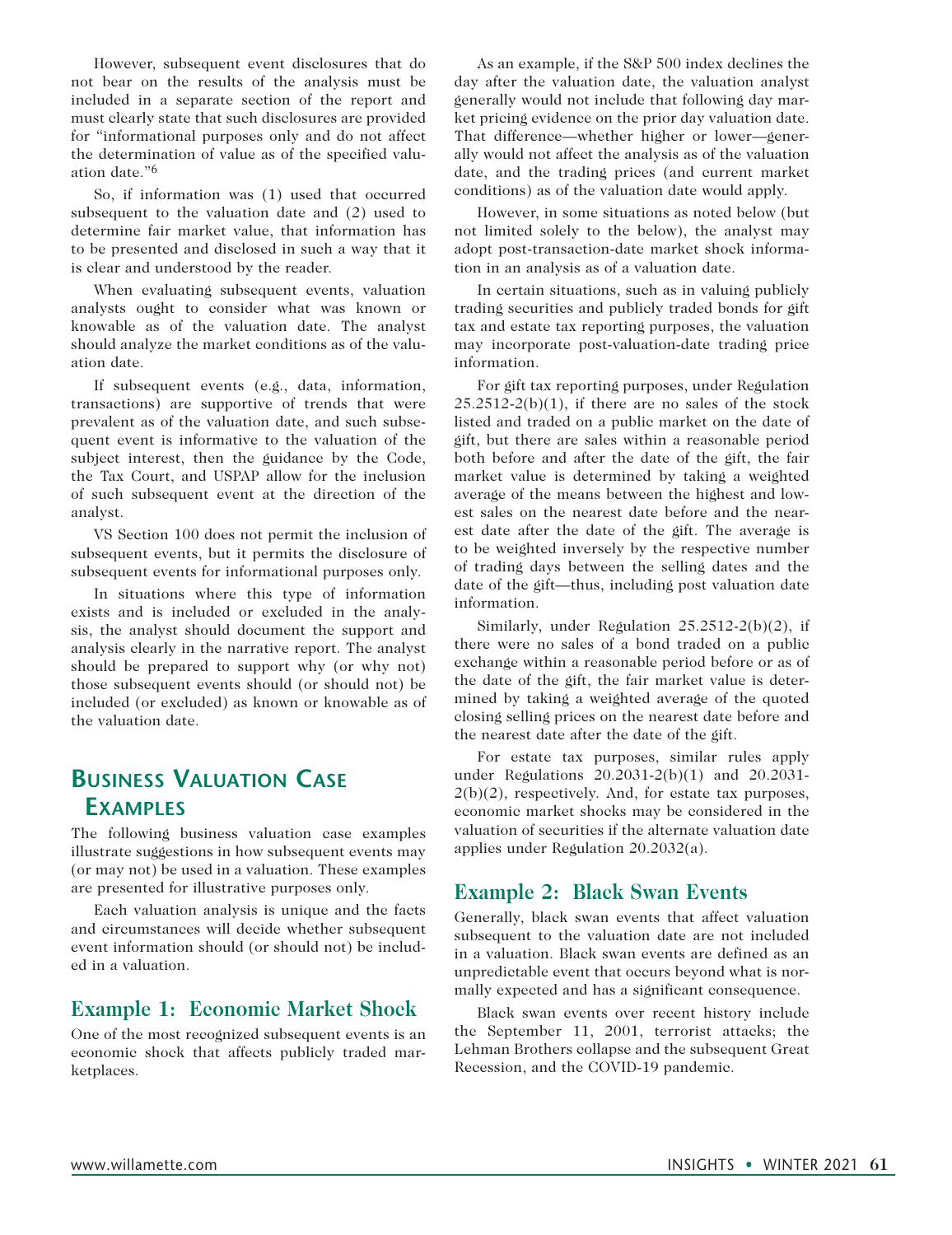However, subsequent event disclosures that do not bear on the results of the analysis must be included in a separate section of the report and must clearly state that such disclosures are provided for "informational purposes only and do not affect the determination of value as of the specified valuation date."[6]

So, if information was (1) used that occurred subsequent to the valuation date and (2) used to determine fair market value, that information has to be presented and disclosed in such a way that it is clear and understood by the reader.

When evaluating subsequent events, valuation analysts ought to consider what was known or knowable as of the valuation date. The analyst should analyze the market conditions as of the valuation date.

If subsequent events (e.g., data, information, transactions) are supportive of trends that were prevalent as of the valuation date, and such subsequent event is informative to the valuation of the subject interest, then the guidance by the Code, the Tax Court, and USPAP allow for the inclusion of such subsequent event at the direction of the analyst.

VS Section 100 does not permit the inclusion of subsequent events, but it permits the disclosure of subsequent events for informational purposes only.

In situations where this type of information exists and is included or excluded in the analysis, the analyst should document the support and analysis clearly in the narrative report. The analyst should be prepared to support why (or why not) those subsequent events should (or should not) be included (or excluded) as known or knowable as of the valuation date.

## Business Valuation Case Examples

The following business valuation case examples illustrate suggestions in how subsequent events may (or may not) be used in a valuation. These examples are presented for illustrative purposes only.

Each valuation analysis is unique and the facts and circumstances will decide whether subsequent event information should (or should not) be included in a valuation.

### Example 1: Economic Market Shock

One of the most recognized subsequent events is an economic shock that affects publicly traded marketplaces.

As an example, if the S&P 500 index declines the day after the valuation date, the valuation analyst generally would not include that following day market pricing evidence on the prior day valuation date. That difference—whether higher or lower—generally would not affect the analysis as of the valuation date, and the trading prices (and current market conditions) as of the valuation date would apply.

However, in some situations as noted below (but not limited solely to the below), the analyst may adopt post-transaction-date market shock information in an analysis as of a valuation date.

In certain situations, such as in valuing publicly trading securities and publicly traded bonds for gift tax and estate tax reporting purposes, the valuation may incorporate post-valuation-date trading price information.

For gift tax reporting purposes, under Regulation 25.2512-2(b)(1), if there are no sales of the stock listed and traded on a public market on the date of gift, but there are sales within a reasonable period both before and after the date of the gift, the fair market value is determined by taking a weighted average of the means between the highest and lowest sales on the nearest date before and the nearest date after the date of the gift. The average is to be weighted inversely by the respective number of trading days between the selling dates and the date of the gift—thus, including post valuation date information.

Similarly, under Regulation 25.2512-2(b)(2), if there were no sales of a bond traded on a public exchange within a reasonable period before or as of the date of the gift, the fair market value is determined by taking a weighted average of the quoted closing selling prices on the nearest date before and the nearest date after the date of the gift.

For estate tax purposes, similar rules apply under Regulations 20.2031-2(b)(1) and 20.2031-2(b)(2), respectively. And, for estate tax purposes, economic market shocks may be considered in the valuation of securities if the alternate valuation date applies under Regulation 20.2032(a).

### Example 2: Black Swan Events

Generally, black swan events that affect valuation subsequent to the valuation date are not included in a valuation. Black swan events are defined as an unpredictable event that occurs beyond what is normally expected and has a significant consequence.

Black swan events over recent history include the September 11, 2001, terrorist attacks; the Lehman Brothers collapse and the subsequent Great Recession, and the COVID-19 pandemic.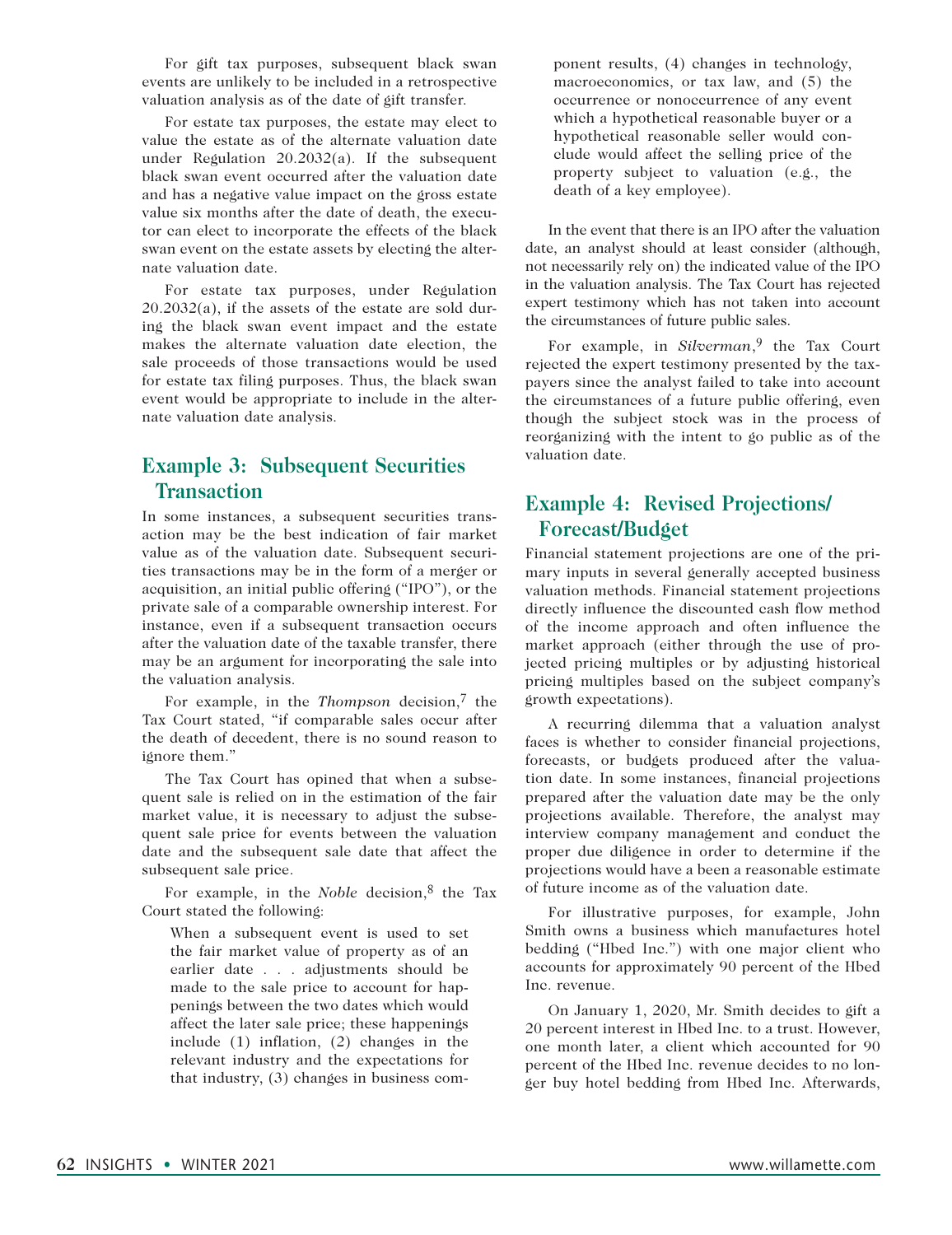For gift tax purposes, subsequent black swan events are unlikely to be included in a retrospective valuation analysis as of the date of gift transfer.

For estate tax purposes, the estate may elect to value the estate as of the alternate valuation date under Regulation 20.2032(a). If the subsequent black swan event occurred after the valuation date and has a negative value impact on the gross estate value six months after the date of death, the executor can elect to incorporate the effects of the black swan event on the estate assets by electing the alternate valuation date.

For estate tax purposes, under Regulation 20.2032(a), if the assets of the estate are sold during the black swan event impact and the estate makes the alternate valuation date election, the sale proceeds of those transactions would be used for estate tax filing purposes. Thus, the black swan event would be appropriate to include in the alternate valuation date analysis.

## Example 3: Subsequent Securities Transaction

In some instances, a subsequent securities transaction may be the best indication of fair market value as of the valuation date. Subsequent securities transactions may be in the form of a merger or acquisition, an initial public offering ("IPO"), or the private sale of a comparable ownership interest. For instance, even if a subsequent transaction occurs after the valuation date of the taxable transfer, there may be an argument for incorporating the sale into the valuation analysis.

For example, in the *Thompson* decision,[7] the Tax Court stated, "if comparable sales occur after the death of decedent, there is no sound reason to ignore them."

The Tax Court has opined that when a subsequent sale is relied on in the estimation of the fair market value, it is necessary to adjust the subsequent sale price for events between the valuation date and the subsequent sale date that affect the subsequent sale price.

For example, in the *Noble* decision,[8] the Tax Court stated the following:

> When a subsequent event is used to set the fair market value of property as of an earlier date . . . adjustments should be made to the sale price to account for happenings between the two dates which would affect the later sale price; these happenings include (1) inflation, (2) changes in the relevant industry and the expectations for that industry, (3) changes in business component results, (4) changes in technology, macroeconomics, or tax law, and (5) the occurrence or nonoccurrence of any event which a hypothetical reasonable buyer or a hypothetical reasonable seller would conclude would affect the selling price of the property subject to valuation (e.g., the death of a key employee).

In the event that there is an IPO after the valuation date, an analyst should at least consider (although, not necessarily rely on) the indicated value of the IPO in the valuation analysis. The Tax Court has rejected expert testimony which has not taken into account the circumstances of future public sales.

For example, in *Silverman*,[9] the Tax Court rejected the expert testimony presented by the taxpayers since the analyst failed to take into account the circumstances of a future public offering, even though the subject stock was in the process of reorganizing with the intent to go public as of the valuation date.

## Example 4: Revised Projections/ Forecast/Budget

Financial statement projections are one of the primary inputs in several generally accepted business valuation methods. Financial statement projections directly influence the discounted cash flow method of the income approach and often influence the market approach (either through the use of projected pricing multiples or by adjusting historical pricing multiples based on the subject company's growth expectations).

A recurring dilemma that a valuation analyst faces is whether to consider financial projections, forecasts, or budgets produced after the valuation date. In some instances, financial projections prepared after the valuation date may be the only projections available. Therefore, the analyst may interview company management and conduct the proper due diligence in order to determine if the projections would have a been a reasonable estimate of future income as of the valuation date.

For illustrative purposes, for example, John Smith owns a business which manufactures hotel bedding ("Hbed Inc.") with one major client who accounts for approximately 90 percent of the Hbed Inc. revenue.

On January 1, 2020, Mr. Smith decides to gift a 20 percent interest in Hbed Inc. to a trust. However, one month later, a client which accounted for 90 percent of the Hbed Inc. revenue decides to no longer buy hotel bedding from Hbed Inc. Afterwards,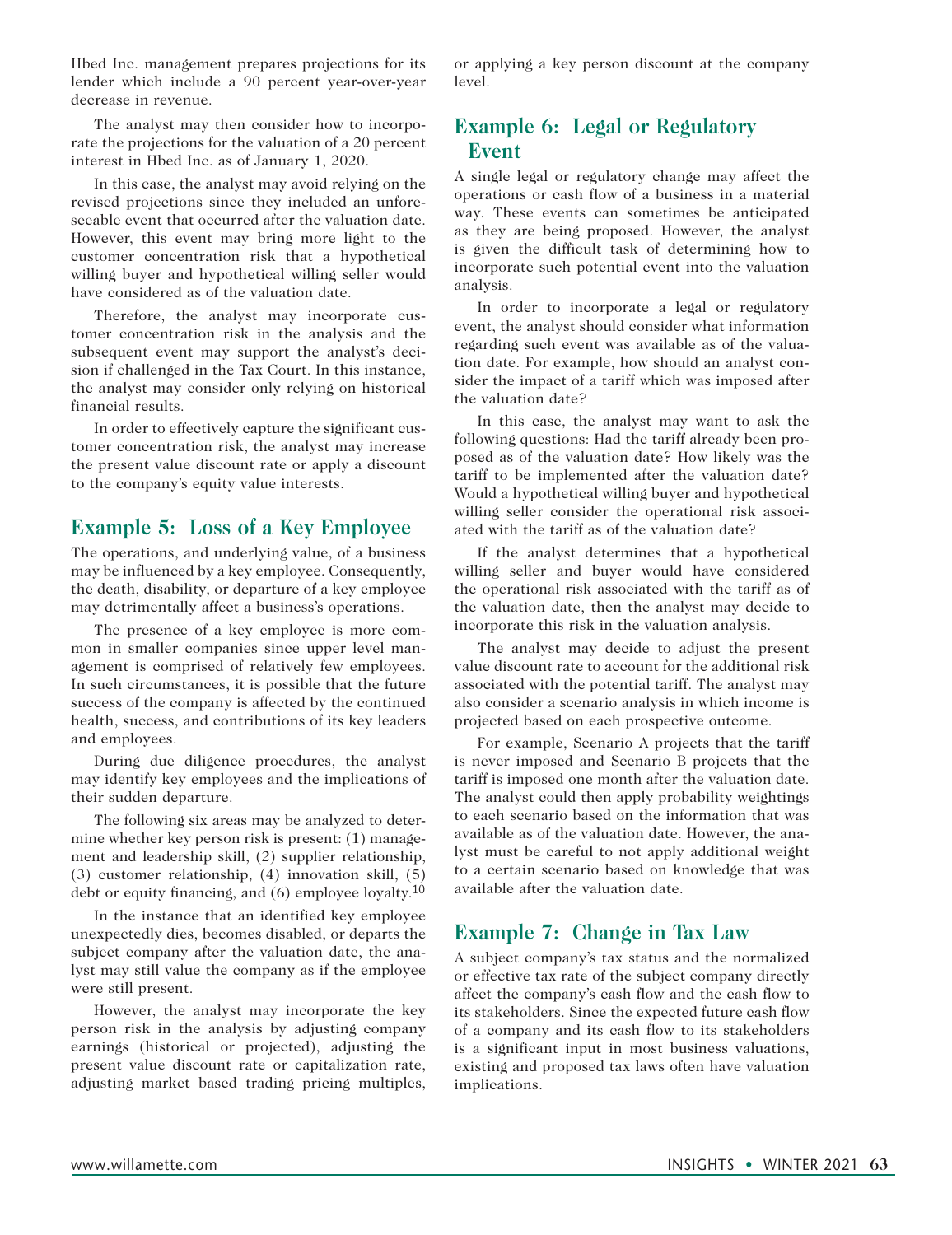Hbed Inc. management prepares projections for its lender which include a 90 percent year-over-year decrease in revenue.

The analyst may then consider how to incorporate the projections for the valuation of a 20 percent interest in Hbed Inc. as of January 1, 2020.

In this case, the analyst may avoid relying on the revised projections since they included an unforeseeable event that occurred after the valuation date. However, this event may bring more light to the customer concentration risk that a hypothetical willing buyer and hypothetical willing seller would have considered as of the valuation date.

Therefore, the analyst may incorporate customer concentration risk in the analysis and the subsequent event may support the analyst's decision if challenged in the Tax Court. In this instance, the analyst may consider only relying on historical financial results.

In order to effectively capture the significant customer concentration risk, the analyst may increase the present value discount rate or apply a discount to the company's equity value interests.

## Example 5: Loss of a Key Employee

The operations, and underlying value, of a business may be influenced by a key employee. Consequently, the death, disability, or departure of a key employee may detrimentally affect a business's operations.

The presence of a key employee is more common in smaller companies since upper level management is comprised of relatively few employees. In such circumstances, it is possible that the future success of the company is affected by the continued health, success, and contributions of its key leaders and employees.

During due diligence procedures, the analyst may identify key employees and the implications of their sudden departure.

The following six areas may be analyzed to determine whether key person risk is present: (1) management and leadership skill, (2) supplier relationship, (3) customer relationship, (4) innovation skill, (5) debt or equity financing, and (6) employee loyalty.[10]

In the instance that an identified key employee unexpectedly dies, becomes disabled, or departs the subject company after the valuation date, the analyst may still value the company as if the employee were still present.

However, the analyst may incorporate the key person risk in the analysis by adjusting company earnings (historical or projected), adjusting the present value discount rate or capitalization rate, adjusting market based trading pricing multiples, or applying a key person discount at the company level.

## Example 6: Legal or Regulatory Event

A single legal or regulatory change may affect the operations or cash flow of a business in a material way. These events can sometimes be anticipated as they are being proposed. However, the analyst is given the difficult task of determining how to incorporate such potential event into the valuation analysis.

In order to incorporate a legal or regulatory event, the analyst should consider what information regarding such event was available as of the valuation date. For example, how should an analyst consider the impact of a tariff which was imposed after the valuation date?

In this case, the analyst may want to ask the following questions: Had the tariff already been proposed as of the valuation date? How likely was the tariff to be implemented after the valuation date? Would a hypothetical willing buyer and hypothetical willing seller consider the operational risk associated with the tariff as of the valuation date?

If the analyst determines that a hypothetical willing seller and buyer would have considered the operational risk associated with the tariff as of the valuation date, then the analyst may decide to incorporate this risk in the valuation analysis.

The analyst may decide to adjust the present value discount rate to account for the additional risk associated with the potential tariff. The analyst may also consider a scenario analysis in which income is projected based on each prospective outcome.

For example, Scenario A projects that the tariff is never imposed and Scenario B projects that the tariff is imposed one month after the valuation date. The analyst could then apply probability weightings to each scenario based on the information that was available as of the valuation date. However, the analyst must be careful to not apply additional weight to a certain scenario based on knowledge that was available after the valuation date.

## Example 7: Change in Tax Law

A subject company's tax status and the normalized or effective tax rate of the subject company directly affect the company's cash flow and the cash flow to its stakeholders. Since the expected future cash flow of a company and its cash flow to its stakeholders is a significant input in most business valuations, existing and proposed tax laws often have valuation implications.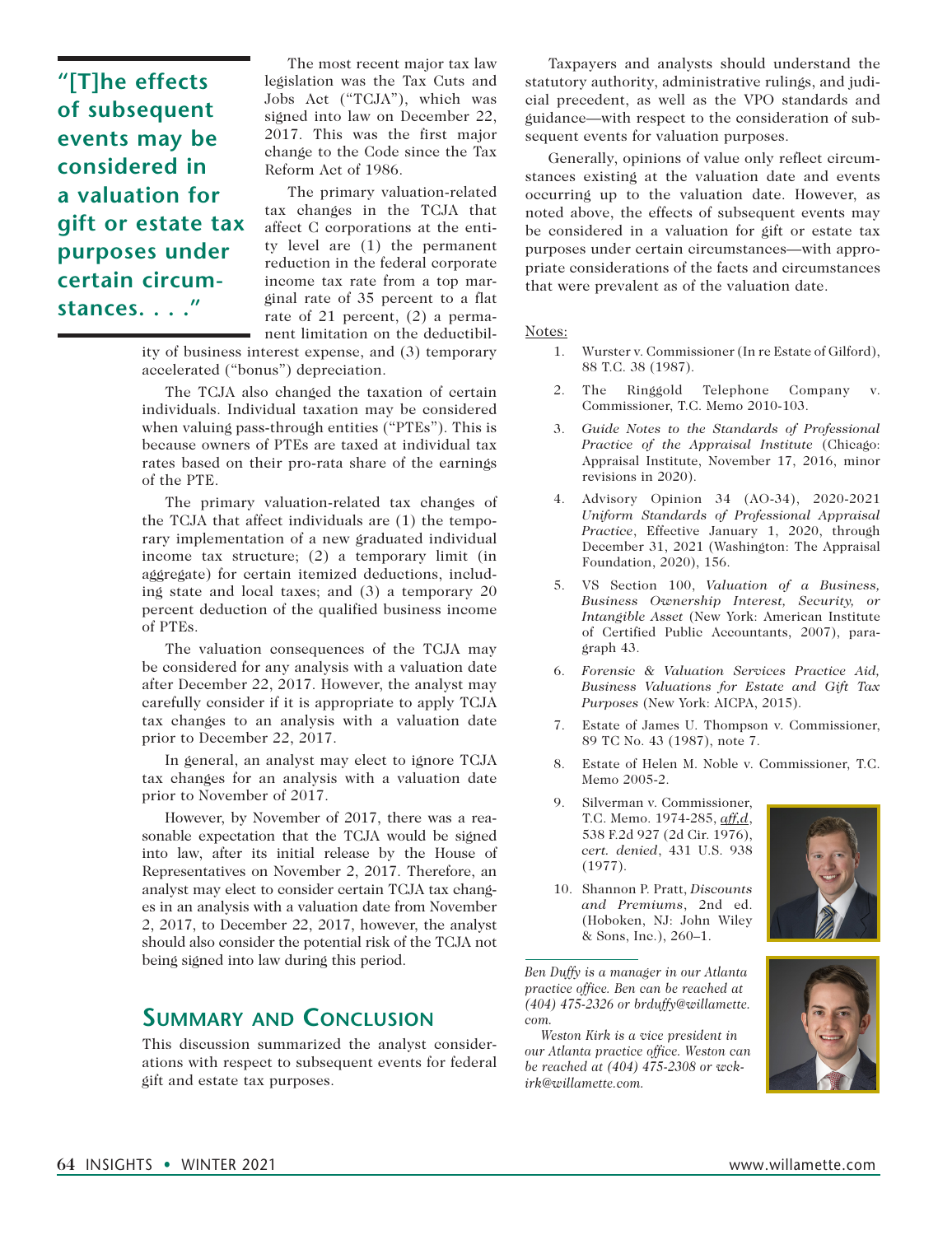"[T]he effects of subsequent events may be considered in a valuation for gift or estate tax purposes under certain circumstances. . . ."

The most recent major tax law legislation was the Tax Cuts and Jobs Act ("TCJA"), which was signed into law on December 22, 2017. This was the first major change to the Code since the Tax Reform Act of 1986.

The primary valuation-related tax changes in the TCJA that affect C corporations at the entity level are (1) the permanent reduction in the federal corporate income tax rate from a top marginal rate of 35 percent to a flat rate of 21 percent, (2) a permanent limitation on the deductibility of business interest expense, and (3) temporary accelerated ("bonus") depreciation.

The TCJA also changed the taxation of certain individuals. Individual taxation may be considered when valuing pass-through entities ("PTEs"). This is because owners of PTEs are taxed at individual tax rates based on their pro-rata share of the earnings of the PTE.

The primary valuation-related tax changes of the TCJA that affect individuals are (1) the temporary implementation of a new graduated individual income tax structure; (2) a temporary limit (in aggregate) for certain itemized deductions, including state and local taxes; and (3) a temporary 20 percent deduction of the qualified business income of PTEs.

The valuation consequences of the TCJA may be considered for any analysis with a valuation date after December 22, 2017. However, the analyst may carefully consider if it is appropriate to apply TCJA tax changes to an analysis with a valuation date prior to December 22, 2017.

In general, an analyst may elect to ignore TCJA tax changes for an analysis with a valuation date prior to November of 2017.

However, by November of 2017, there was a reasonable expectation that the TCJA would be signed into law, after its initial release by the House of Representatives on November 2, 2017. Therefore, an analyst may elect to consider certain TCJA tax changes in an analysis with a valuation date from November 2, 2017, to December 22, 2017, however, the analyst should also consider the potential risk of the TCJA not being signed into law during this period.

## Summary and Conclusion

This discussion summarized the analyst considerations with respect to subsequent events for federal gift and estate tax purposes.

Taxpayers and analysts should understand the statutory authority, administrative rulings, and judicial precedent, as well as the VPO standards and guidance—with respect to the consideration of subsequent events for valuation purposes.

Generally, opinions of value only reflect circumstances existing at the valuation date and events occurring up to the valuation date. However, as noted above, the effects of subsequent events may be considered in a valuation for gift or estate tax purposes under certain circumstances—with appropriate considerations of the facts and circumstances that were prevalent as of the valuation date.

Notes:

1. Wurster v. Commissioner (In re Estate of Gilford), 88 T.C. 38 (1987).
2. The Ringgold Telephone Company v. Commissioner, T.C. Memo 2010-103.
3. *Guide Notes to the Standards of Professional Practice of the Appraisal Institute* (Chicago: Appraisal Institute, November 17, 2016, minor revisions in 2020).
4. Advisory Opinion 34 (AO-34), 2020-2021 *Uniform Standards of Professional Appraisal Practice*, Effective January 1, 2020, through December 31, 2021 (Washington: The Appraisal Foundation, 2020), 156.
5. VS Section 100, *Valuation of a Business, Business Ownership Interest, Security, or Intangible Asset* (New York: American Institute of Certified Public Accountants, 2007), paragraph 43.
6. *Forensic & Valuation Services Practice Aid, Business Valuations for Estate and Gift Tax Purposes* (New York: AICPA, 2015).
7. Estate of James U. Thompson v. Commissioner, 89 TC No. 43 (1987), note 7.
8. Estate of Helen M. Noble v. Commissioner, T.C. Memo 2005-2.
9. Silverman v. Commissioner, T.C. Memo. 1974-285, *aff.d*, 538 F.2d 927 (2d Cir. 1976), *cert. denied*, 431 U.S. 938 (1977).
10. Shannon P. Pratt, *Discounts and Premiums*, 2nd ed. (Hoboken, NJ: John Wiley & Sons, Inc.), 260–1.

*Ben Duffy is a manager in our Atlanta practice office. Ben can be reached at (404) 475-2326 or brduffy@willamette.com.*

*Weston Kirk is a vice president in our Atlanta practice office. Weston can be reached at (404) 475-2308 or wckirk@willamette.com.*